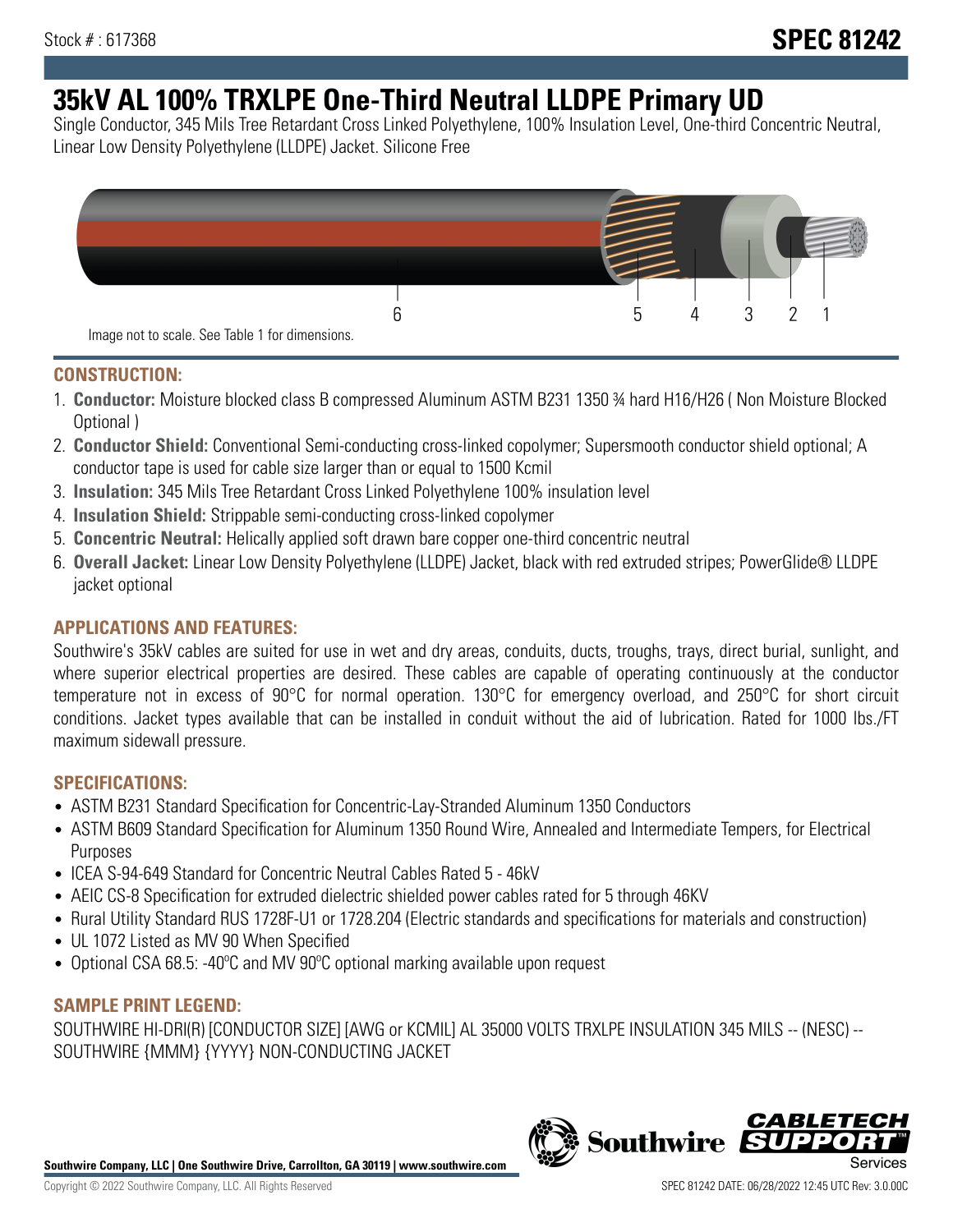Stock # : 617368

# SPEC 81242

# 35kV AL 100% TRXLPE One-Third Neutral LLDPE Primary UD

Single Conductor, 345 Mils Tree Retardant Cross Linked Polyethylene, 100% Insulation Level, One-third Concentric Neutral, Linear Low Density Polyethylene (LLDPE) Jacket. Silicone Free

6 5 4 3 2 1

Image not to scale. See Table 1 for dimensions.

## CONSTRUCTION:

1. **Conductor:** Moisture blocked class B compressed Aluminum ASTM B231 1350 ¾ hard H16/H26 ( Non Moisture Blocked Optional )
2. **Conductor Shield:** Conventional Semi-conducting cross-linked copolymer; Supersmooth conductor shield optional; A conductor tape is used for cable size larger than or equal to 1500 Kcmil
3. **Insulation:** 345 Mils Tree Retardant Cross Linked Polyethylene 100% insulation level
4. **Insulation Shield:** Strippable semi-conducting cross-linked copolymer
5. **Concentric Neutral:** Helically applied soft drawn bare copper one-third concentric neutral
6. **Overall Jacket:** Linear Low Density Polyethylene (LLDPE) Jacket, black with red extruded stripes; PowerGlide® LLDPE jacket optional

## APPLICATIONS AND FEATURES:

Southwire's 35kV cables are suited for use in wet and dry areas, conduits, ducts, troughs, trays, direct burial, sunlight, and where superior electrical properties are desired. These cables are capable of operating continuously at the conductor temperature not in excess of 90°C for normal operation. 130°C for emergency overload, and 250°C for short circuit conditions. Jacket types available that can be installed in conduit without the aid of lubrication. Rated for 1000 lbs./FT maximum sidewall pressure.

## SPECIFICATIONS:

- ASTM B231 Standard Specification for Concentric-Lay-Stranded Aluminum 1350 Conductors
- ASTM B609 Standard Specification for Aluminum 1350 Round Wire, Annealed and Intermediate Tempers, for Electrical Purposes
- ICEA S-94-649 Standard for Concentric Neutral Cables Rated 5 - 46kV
- AEIC CS-8 Specification for extruded dielectric shielded power cables rated for 5 through 46KV
- Rural Utility Standard RUS 1728F-U1 or 1728.204 (Electric standards and specifications for materials and construction)
- UL 1072 Listed as MV 90 When Specified
- Optional CSA 68.5: -40ºC and MV 90ºC optional marking available upon request

## SAMPLE PRINT LEGEND:

SOUTHWIRE HI-DRI(R) [CONDUCTOR SIZE] [AWG or KCMIL] AL 35000 VOLTS TRXLPE INSULATION 345 MILS -- (NESC) -- SOUTHWIRE {MMM} {YYYY} NON-CONDUCTING JACKET

**Southwire Company, LLC | One Southwire Drive, Carrollton, GA 30119 | www.southwire.com**

Copyright © 2022 Southwire Company, LLC. All Rights Reserved

SPEC 81242 DATE: 06/28/2022 12:45 UTC Rev: 3.0.00C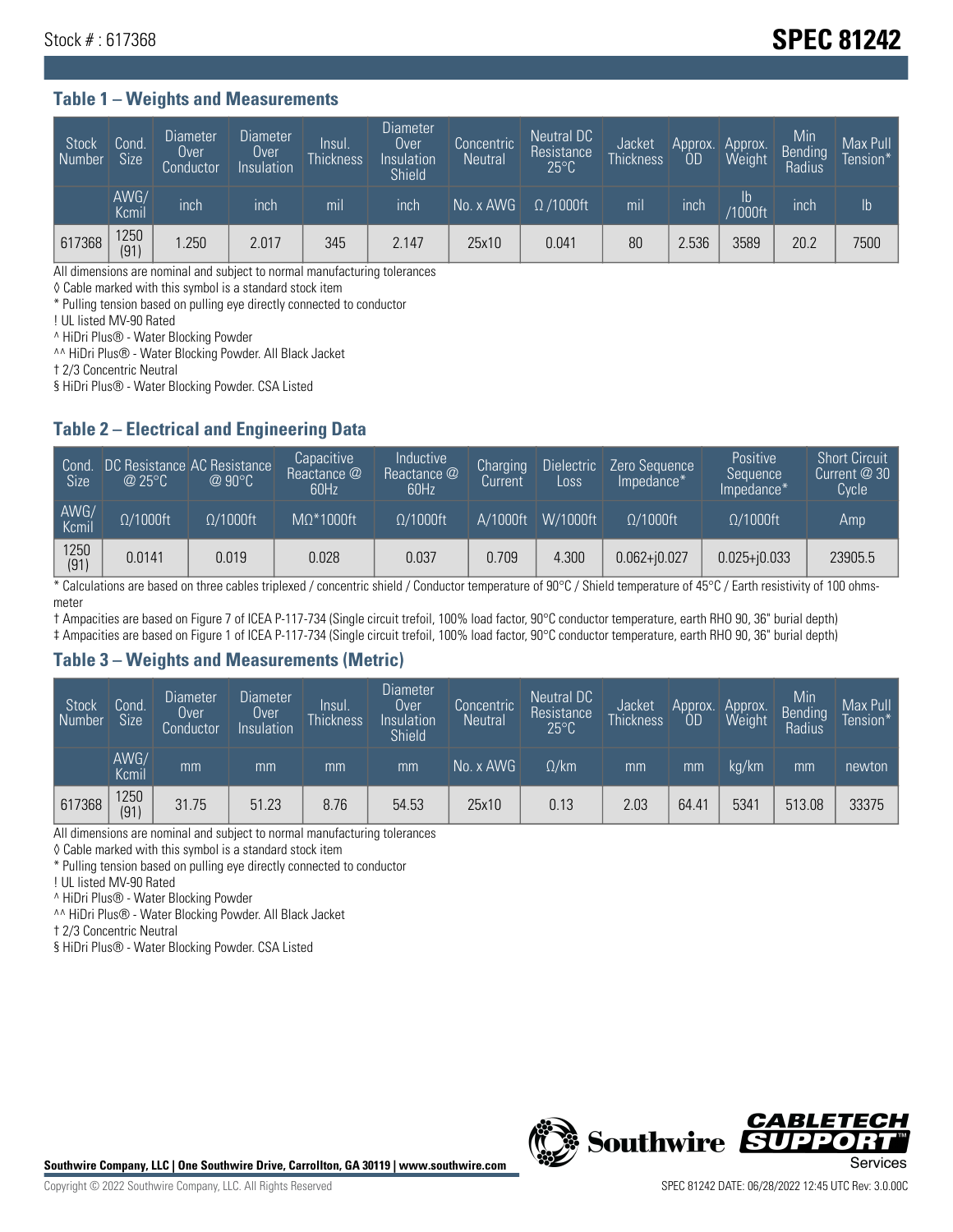Stock # : 617368

# SPEC 81242

## Table 1 – Weights and Measurements

| Stock Number | Cond. Size | Diameter Over Conductor | Diameter Over Insulation | Insul. Thickness | Diameter Over Insulation Shield | Concentric Neutral | Neutral DC Resistance 25°C | Jacket Thickness | Approx. OD | Approx. Weight | Min Bending Radius | Max Pull Tension* |
|---|---|---|---|---|---|---|---|---|---|---|---|---|
| | AWG/ Kcmil | inch | inch | mil | inch | No. x AWG | Ω /1000ft | mil | inch | lb /1000ft | inch | lb |
| 617368 | 1250 (91) | 1.250 | 2.017 | 345 | 2.147 | 25x10 | 0.041 | 80 | 2.536 | 3589 | 20.2 | 7500 |

All dimensions are nominal and subject to normal manufacturing tolerances

◊ Cable marked with this symbol is a standard stock item

* Pulling tension based on pulling eye directly connected to conductor

! UL listed MV-90 Rated

^ HiDri Plus® - Water Blocking Powder

^^ HiDri Plus® - Water Blocking Powder. All Black Jacket

† 2/3 Concentric Neutral

§ HiDri Plus® - Water Blocking Powder. CSA Listed

## Table 2 – Electrical and Engineering Data

| Cond. Size | DC Resistance @ 25°C | AC Resistance @ 90°C | Capacitive Reactance @ 60Hz | Inductive Reactance @ 60Hz | Charging Current | Dielectric Loss | Zero Sequence Impedance* | Positive Sequence Impedance* | Short Circuit Current @ 30 Cycle |
|---|---|---|---|---|---|---|---|---|---|
| AWG/ Kcmil | Ω/1000ft | Ω/1000ft | MΩ*1000ft | Ω/1000ft | A/1000ft | W/1000ft | Ω/1000ft | Ω/1000ft | Amp |
| 1250 (91) | 0.0141 | 0.019 | 0.028 | 0.037 | 0.709 | 4.300 | 0.062+j0.027 | 0.025+j0.033 | 23905.5 |

* Calculations are based on three cables triplexed / concentric shield / Conductor temperature of 90°C / Shield temperature of 45°C / Earth resistivity of 100 ohms-meter

† Ampacities are based on Figure 7 of ICEA P-117-734 (Single circuit trefoil, 100% load factor, 90°C conductor temperature, earth RHO 90, 36" burial depth)

‡ Ampacities are based on Figure 1 of ICEA P-117-734 (Single circuit trefoil, 100% load factor, 90°C conductor temperature, earth RHO 90, 36" burial depth)

## Table 3 – Weights and Measurements (Metric)

| Stock Number | Cond. Size | Diameter Over Conductor | Diameter Over Insulation | Insul. Thickness | Diameter Over Insulation Shield | Concentric Neutral | Neutral DC Resistance 25°C | Jacket Thickness | Approx. OD | Approx. Weight | Min Bending Radius | Max Pull Tension* |
|---|---|---|---|---|---|---|---|---|---|---|---|---|
| | AWG/ Kcmil | mm | mm | mm | mm | No. x AWG | Ω/km | mm | mm | kg/km | mm | newton |
| 617368 | 1250 (91) | 31.75 | 51.23 | 8.76 | 54.53 | 25x10 | 0.13 | 2.03 | 64.41 | 5341 | 513.08 | 33375 |

All dimensions are nominal and subject to normal manufacturing tolerances

◊ Cable marked with this symbol is a standard stock item

* Pulling tension based on pulling eye directly connected to conductor

! UL listed MV-90 Rated

^ HiDri Plus® - Water Blocking Powder

^^ HiDri Plus® - Water Blocking Powder. All Black Jacket

† 2/3 Concentric Neutral

§ HiDri Plus® - Water Blocking Powder. CSA Listed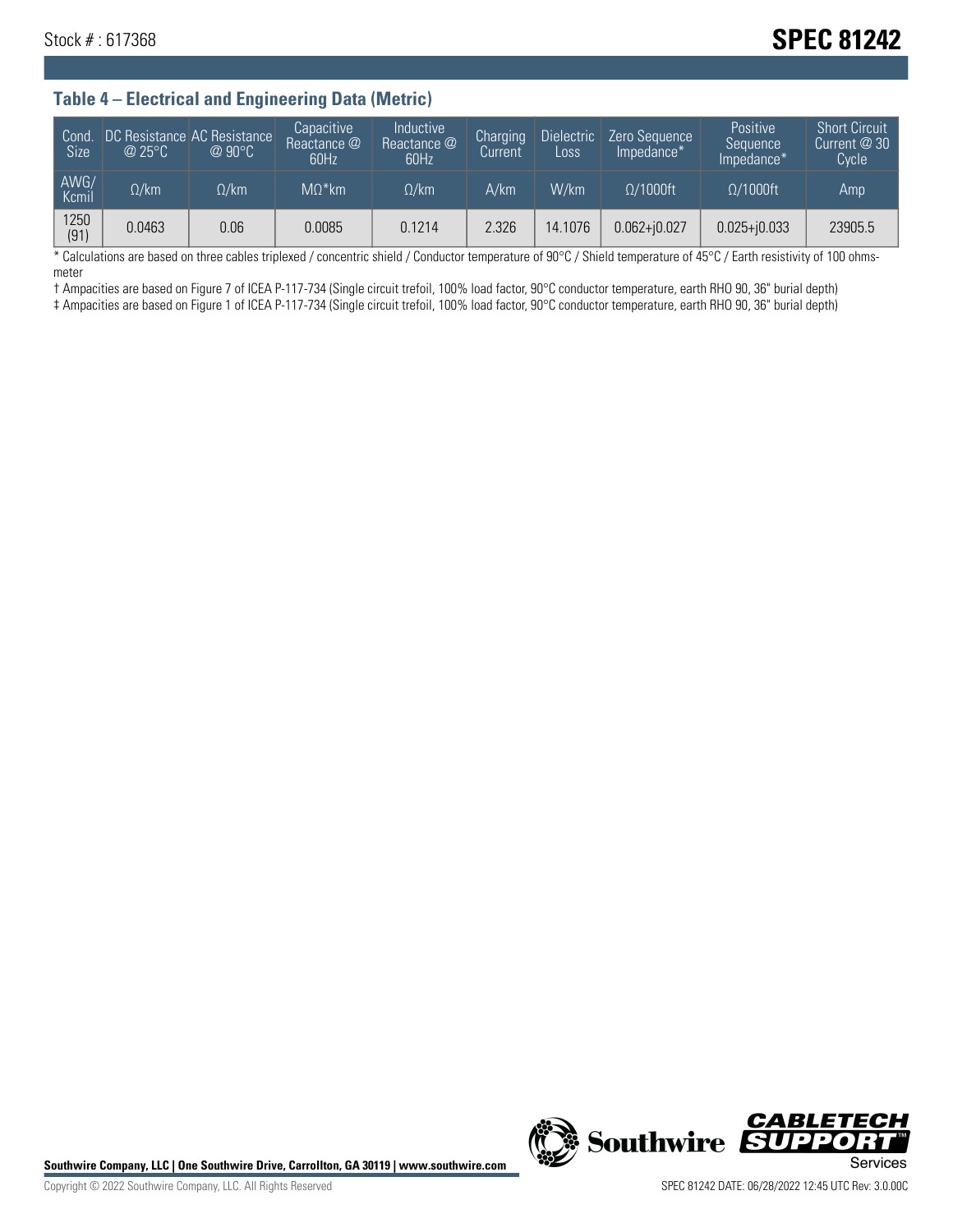## Table 4 – Electrical and Engineering Data (Metric)

| Cond. Size | DC Resistance @ 25°C | AC Resistance @ 90°C | Capacitive Reactance @ 60Hz | Inductive Reactance @ 60Hz | Charging Current | Dielectric Loss | Zero Sequence Impedance* | Positive Sequence Impedance* | Short Circuit Current @ 30 Cycle |
|---|---|---|---|---|---|---|---|---|---|
| AWG/ Kcmil | Ω/km | Ω/km | MΩ*km | Ω/km | A/km | W/km | Ω/1000ft | Ω/1000ft | Amp |
| 1250 (91) | 0.0463 | 0.06 | 0.0085 | 0.1214 | 2.326 | 14.1076 | 0.062+j0.027 | 0.025+j0.033 | 23905.5 |

* Calculations are based on three cables triplexed / concentric shield / Conductor temperature of 90°C / Shield temperature of 45°C / Earth resistivity of 100 ohms-meter

† Ampacities are based on Figure 7 of ICEA P-117-734 (Single circuit trefoil, 100% load factor, 90°C conductor temperature, earth RHO 90, 36" burial depth)

‡ Ampacities are based on Figure 1 of ICEA P-117-734 (Single circuit trefoil, 100% load factor, 90°C conductor temperature, earth RHO 90, 36" burial depth)